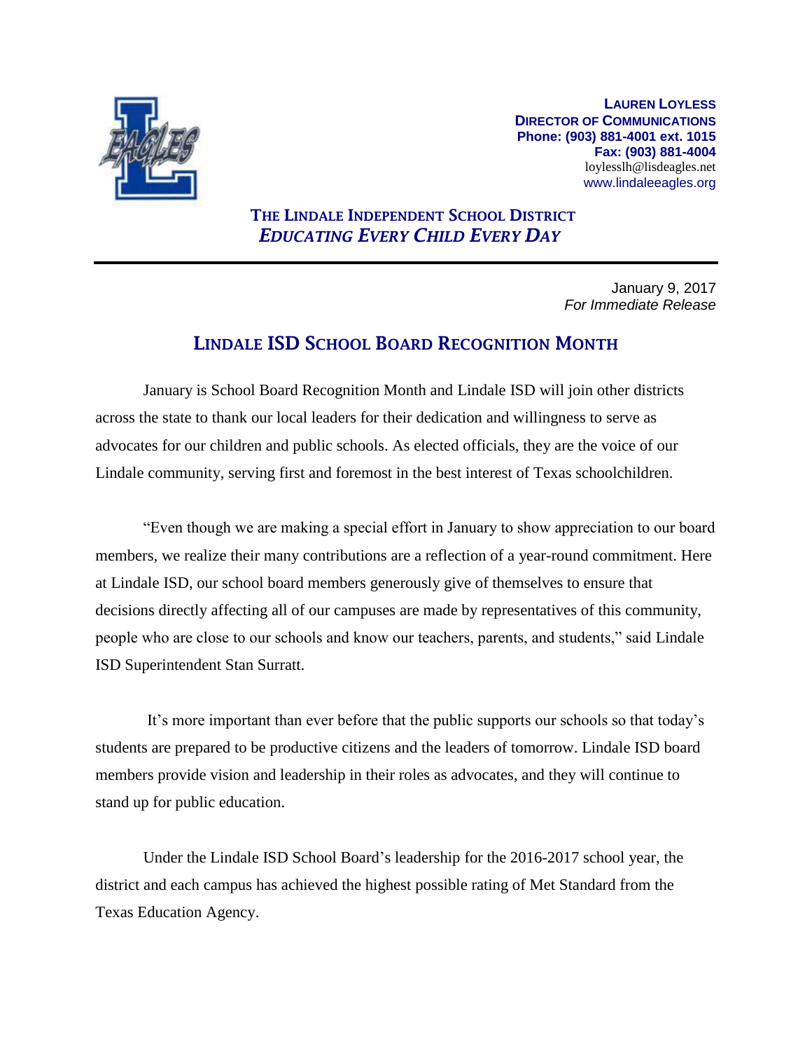**LAUREN LOYLESS**
**DIRECTOR OF COMMUNICATIONS**
**Phone: (903) 881-4001 ext. 1015**
**Fax: (903) 881-4004**
loylesslh@lisdeagles.net
www.lindaleeagles.org

**THE LINDALE INDEPENDENT SCHOOL DISTRICT**
***EDUCATING EVERY CHILD EVERY DAY***

---

January 9, 2017
*For Immediate Release*

# LINDALE ISD SCHOOL BOARD RECOGNITION MONTH

January is School Board Recognition Month and Lindale ISD will join other districts across the state to thank our local leaders for their dedication and willingness to serve as advocates for our children and public schools. As elected officials, they are the voice of our Lindale community, serving first and foremost in the best interest of Texas schoolchildren.

"Even though we are making a special effort in January to show appreciation to our board members, we realize their many contributions are a reflection of a year-round commitment. Here at Lindale ISD, our school board members generously give of themselves to ensure that decisions directly affecting all of our campuses are made by representatives of this community, people who are close to our schools and know our teachers, parents, and students," said Lindale ISD Superintendent Stan Surratt.

It's more important than ever before that the public supports our schools so that today's students are prepared to be productive citizens and the leaders of tomorrow. Lindale ISD board members provide vision and leadership in their roles as advocates, and they will continue to stand up for public education.

Under the Lindale ISD School Board's leadership for the 2016-2017 school year, the district and each campus has achieved the highest possible rating of Met Standard from the Texas Education Agency.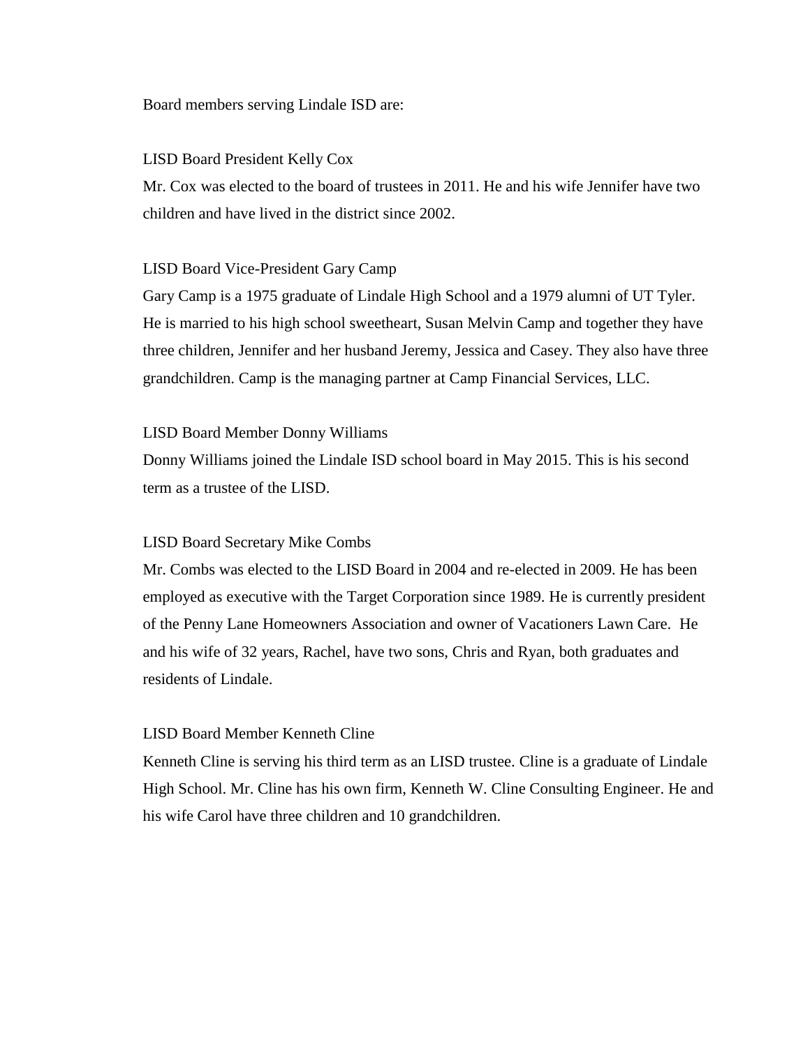Board members serving Lindale ISD are:

LISD Board President Kelly Cox

Mr. Cox was elected to the board of trustees in 2011. He and his wife Jennifer have two children and have lived in the district since 2002.

LISD Board Vice-President Gary Camp

Gary Camp is a 1975 graduate of Lindale High School and a 1979 alumni of UT Tyler. He is married to his high school sweetheart, Susan Melvin Camp and together they have three children, Jennifer and her husband Jeremy, Jessica and Casey. They also have three grandchildren. Camp is the managing partner at Camp Financial Services, LLC.

LISD Board Member Donny Williams

Donny Williams joined the Lindale ISD school board in May 2015. This is his second term as a trustee of the LISD.

LISD Board Secretary Mike Combs

Mr. Combs was elected to the LISD Board in 2004 and re-elected in 2009. He has been employed as executive with the Target Corporation since 1989. He is currently president of the Penny Lane Homeowners Association and owner of Vacationers Lawn Care. He and his wife of 32 years, Rachel, have two sons, Chris and Ryan, both graduates and residents of Lindale.

LISD Board Member Kenneth Cline

Kenneth Cline is serving his third term as an LISD trustee. Cline is a graduate of Lindale High School. Mr. Cline has his own firm, Kenneth W. Cline Consulting Engineer. He and his wife Carol have three children and 10 grandchildren.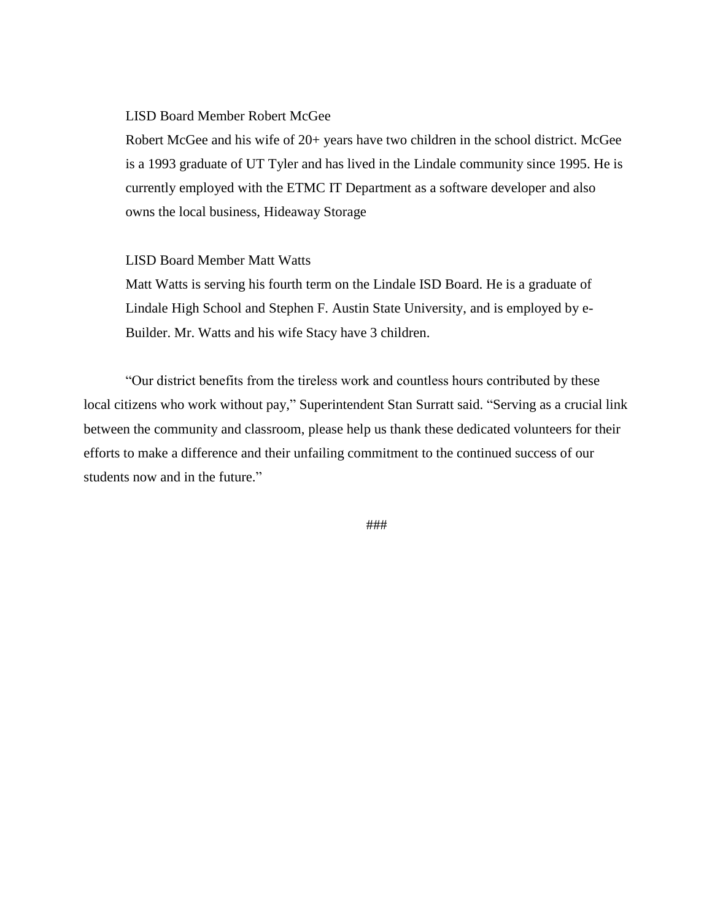LISD Board Member Robert McGee

Robert McGee and his wife of 20+ years have two children in the school district. McGee is a 1993 graduate of UT Tyler and has lived in the Lindale community since 1995. He is currently employed with the ETMC IT Department as a software developer and also owns the local business, Hideaway Storage

LISD Board Member Matt Watts

Matt Watts is serving his fourth term on the Lindale ISD Board. He is a graduate of Lindale High School and Stephen F. Austin State University, and is employed by e-Builder. Mr. Watts and his wife Stacy have 3 children.

"Our district benefits from the tireless work and countless hours contributed by these local citizens who work without pay," Superintendent Stan Surratt said. "Serving as a crucial link between the community and classroom, please help us thank these dedicated volunteers for their efforts to make a difference and their unfailing commitment to the continued success of our students now and in the future."

###